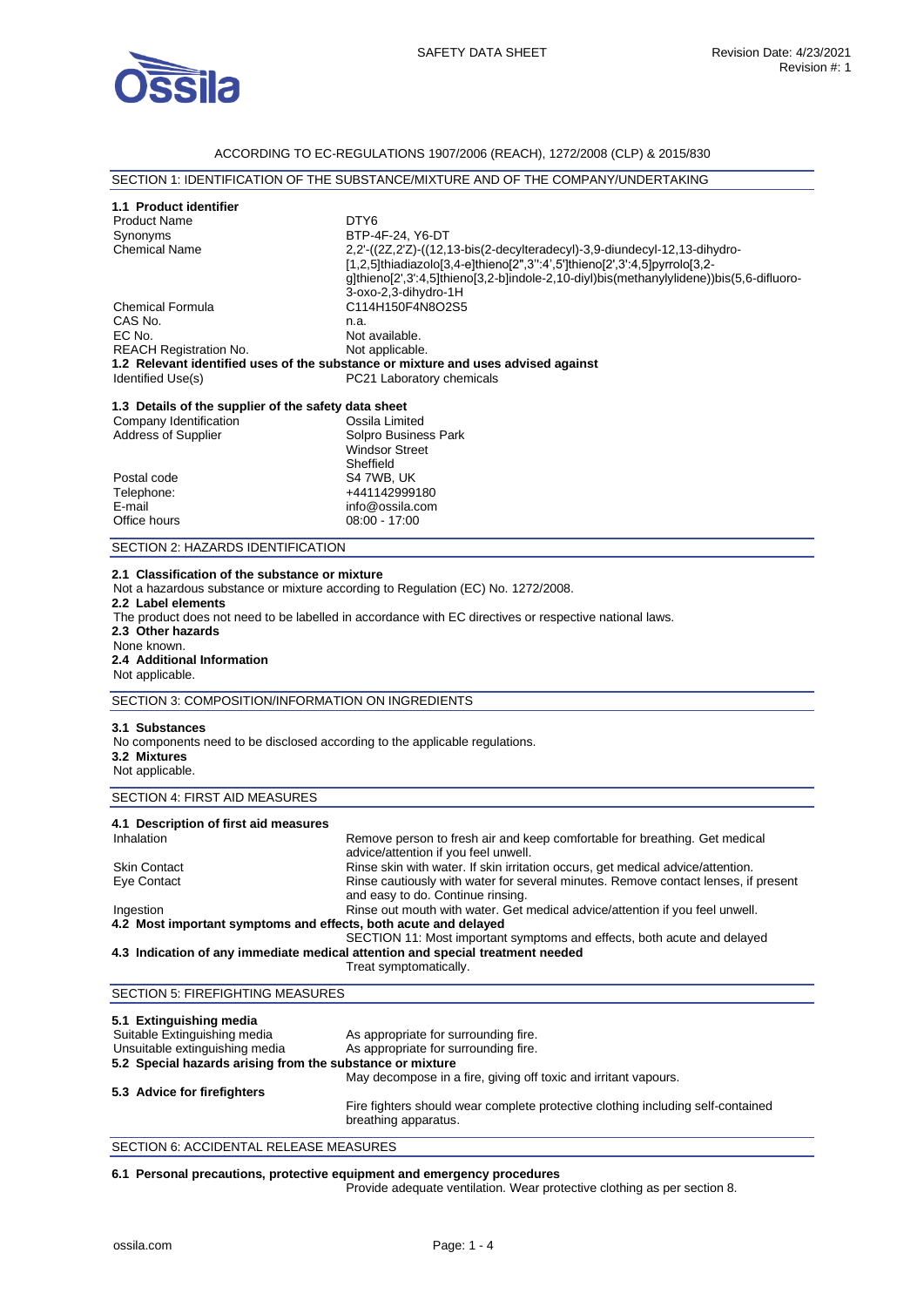ACCORDING TO EC-REGULATIONS 1907/2006 (REACH), 1272/2008 (CLP) & 2015/830

## SECTION 1: IDENTIFICATION OF THE SUBSTANCE/MIXTURE AND OF THE COMPANY/UNDERTAKING

### 1.1 Product identifier

| | |
|---|---|
| Product Name | DTY6 |
| Synonyms | BTP-4F-24, Y6-DT |
| Chemical Name | 2,2'-((2Z,2'Z)-((12,13-bis(2-decylteradecyl)-3,9-diundecyl-12,13-dihydro-[1,2,5]thiadiazolo[3,4-e]thieno[2",3":4',5']thieno[2',3':4,5]pyrrolo[3,2-g]thieno[2',3':4,5]thieno[3,2-b]indole-2,10-diyl)bis(methanylylidene))bis(5,6-difluoro-3-oxo-2,3-dihydro-1H |
| Chemical Formula | $C_{114}H_{150}F_4N_8O_2S_5$ |
| CAS No. | n.a. |
| EC No. | Not available. |
| REACH Registration No. | Not applicable. |

### 1.2 Relevant identified uses of the substance or mixture and uses advised against

| | |
|---|---|
| Identified Use(s) | PC21 Laboratory chemicals |

### 1.3 Details of the supplier of the safety data sheet

| | |
|---|---|
| Company Identification | Ossila Limited |
| Address of Supplier | Solpro Business Park<br>Windsor Street<br>Sheffield |
| Postal code | S4 7WB, UK |
| Telephone: | +441142999180 |
| E-mail | info@ossila.com |
| Office hours | 08:00 - 17:00 |

## SECTION 2: HAZARDS IDENTIFICATION

### 2.1 Classification of the substance or mixture

Not a hazardous substance or mixture according to Regulation (EC) No. 1272/2008.

### 2.2 Label elements

The product does not need to be labelled in accordance with EC directives or respective national laws.

### 2.3 Other hazards

None known.

### 2.4 Additional Information

Not applicable.

## SECTION 3: COMPOSITION/INFORMATION ON INGREDIENTS

### 3.1 Substances

No components need to be disclosed according to the applicable regulations.

### 3.2 Mixtures

Not applicable.

## SECTION 4: FIRST AID MEASURES

### 4.1 Description of first aid measures

| | |
|---|---|
| Inhalation | Remove person to fresh air and keep comfortable for breathing. Get medical advice/attention if you feel unwell. |
| Skin Contact | Rinse skin with water. If skin irritation occurs, get medical advice/attention. |
| Eye Contact | Rinse cautiously with water for several minutes. Remove contact lenses, if present and easy to do. Continue rinsing. |
| Ingestion | Rinse out mouth with water. Get medical advice/attention if you feel unwell. |

### 4.2 Most important symptoms and effects, both acute and delayed

SECTION 11: Most important symptoms and effects, both acute and delayed

### 4.3 Indication of any immediate medical attention and special treatment needed

Treat symptomatically.

## SECTION 5: FIREFIGHTING MEASURES

### 5.1 Extinguishing media

| | |
|---|---|
| Suitable Extinguishing media | As appropriate for surrounding fire. |
| Unsuitable extinguishing media | As appropriate for surrounding fire. |

### 5.2 Special hazards arising from the substance or mixture

May decompose in a fire, giving off toxic and irritant vapours.

### 5.3 Advice for firefighters

Fire fighters should wear complete protective clothing including self-contained breathing apparatus.

## SECTION 6: ACCIDENTAL RELEASE MEASURES

### 6.1 Personal precautions, protective equipment and emergency procedures

Provide adequate ventilation. Wear protective clothing as per section 8.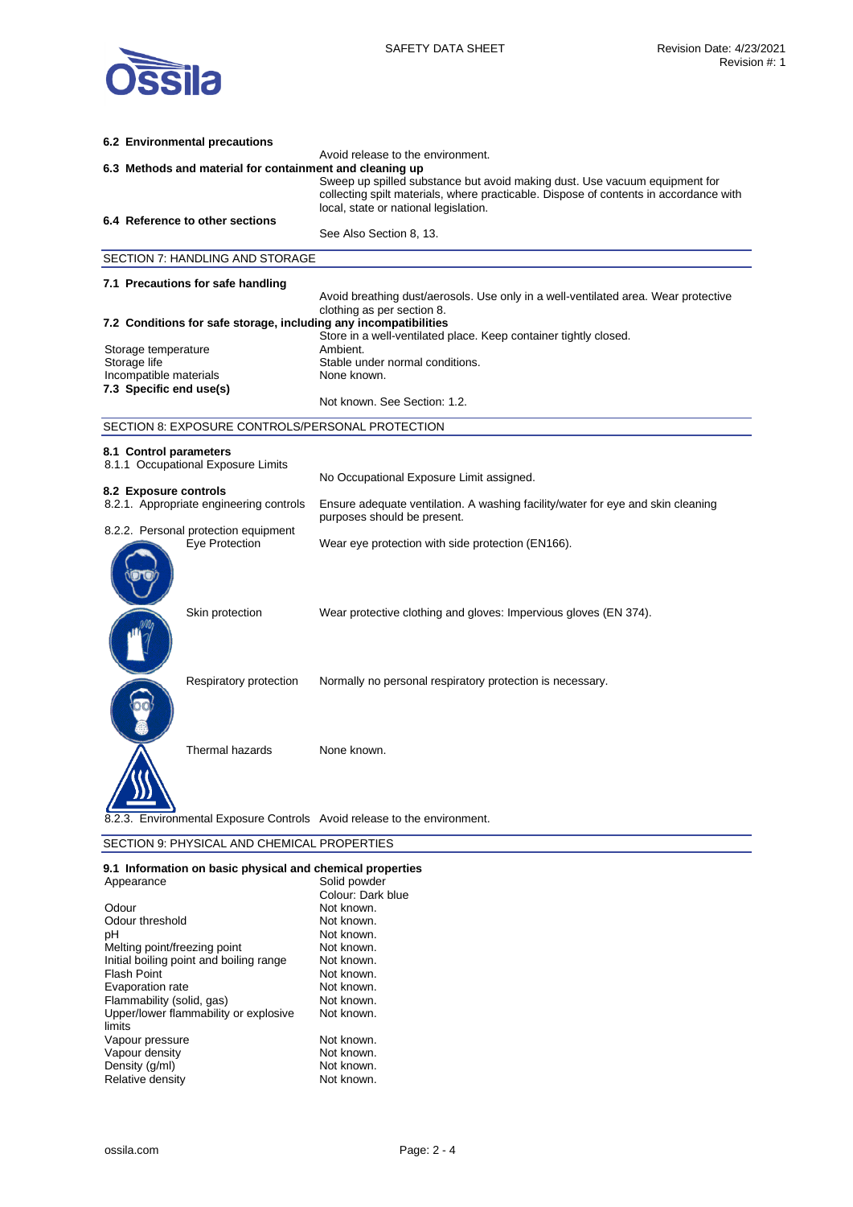### 6.2 Environmental precautions

Avoid release to the environment.

### 6.3 Methods and material for containment and cleaning up

Sweep up spilled substance but avoid making dust. Use vacuum equipment for collecting spilt materials, where practicable. Dispose of contents in accordance with local, state or national legislation.

### 6.4 Reference to other sections

See Also Section 8, 13.

## SECTION 7: HANDLING AND STORAGE

### 7.1 Precautions for safe handling

Avoid breathing dust/aerosols. Use only in a well-ventilated area. Wear protective clothing as per section 8.

### 7.2 Conditions for safe storage, including any incompatibilities

Store in a well-ventilated place. Keep container tightly closed.

| | |
|---|---|
| Storage temperature | Ambient. |
| Storage life | Stable under normal conditions. |
| Incompatible materials | None known. |

### 7.3 Specific end use(s)

Not known. See Section: 1.2.

## SECTION 8: EXPOSURE CONTROLS/PERSONAL PROTECTION

### 8.1 Control parameters

8.1.1 Occupational Exposure Limits

No Occupational Exposure Limit assigned.

### 8.2 Exposure controls

8.2.1. Appropriate engineering controls: Ensure adequate ventilation. A washing facility/water for eye and skin cleaning purposes should be present.

8.2.2. Personal protection equipment

| | |
|---|---|
| Eye Protection | Wear eye protection with side protection (EN166). |
| Skin protection | Wear protective clothing and gloves: Impervious gloves (EN 374). |
| Respiratory protection | Normally no personal respiratory protection is necessary. |
| Thermal hazards | None known. |

8.2.3. Environmental Exposure Controls: Avoid release to the environment.

## SECTION 9: PHYSICAL AND CHEMICAL PROPERTIES

### 9.1 Information on basic physical and chemical properties

| | |
|---|---|
| Appearance | Solid powder<br>Colour: Dark blue |
| Odour | Not known. |
| Odour threshold | Not known. |
| pH | Not known. |
| Melting point/freezing point | Not known. |
| Initial boiling point and boiling range | Not known. |
| Flash Point | Not known. |
| Evaporation rate | Not known. |
| Flammability (solid, gas) | Not known. |
| Upper/lower flammability or explosive limits | Not known. |
| Vapour pressure | Not known. |
| Vapour density | Not known. |
| Density (g/ml) | Not known. |
| Relative density | Not known. |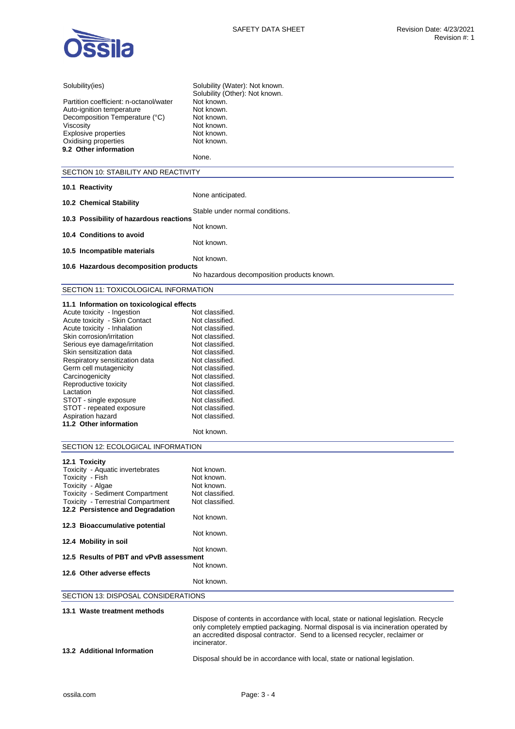| | |
|---|---|
| Solubility(ies) | Solubility (Water): Not known.<br>Solubility (Other): Not known. |
| Partition coefficient: n-octanol/water | Not known. |
| Auto-ignition temperature | Not known. |
| Decomposition Temperature (°C) | Not known. |
| Viscosity | Not known. |
| Explosive properties | Not known. |
| Oxidising properties | Not known. |

**9.2 Other information**

None.

## SECTION 10: STABILITY AND REACTIVITY

**10.1 Reactivity**

None anticipated.

**10.2 Chemical Stability**

Stable under normal conditions.

**10.3 Possibility of hazardous reactions**

Not known.

**10.4 Conditions to avoid**

Not known.

**10.5 Incompatible materials**

Not known.

**10.6 Hazardous decomposition products**

No hazardous decomposition products known.

## SECTION 11: TOXICOLOGICAL INFORMATION

**11.1 Information on toxicological effects**

| | |
|---|---|
| Acute toxicity - Ingestion | Not classified. |
| Acute toxicity - Skin Contact | Not classified. |
| Acute toxicity - Inhalation | Not classified. |
| Skin corrosion/irritation | Not classified. |
| Serious eye damage/irritation | Not classified. |
| Skin sensitization data | Not classified. |
| Respiratory sensitization data | Not classified. |
| Germ cell mutagenicity | Not classified. |
| Carcinogenicity | Not classified. |
| Reproductive toxicity | Not classified. |
| Lactation | Not classified. |
| STOT - single exposure | Not classified. |
| STOT - repeated exposure | Not classified. |
| Aspiration hazard | Not classified. |

**11.2 Other information**

Not known.

## SECTION 12: ECOLOGICAL INFORMATION

**12.1 Toxicity**

| | |
|---|---|
| Toxicity - Aquatic invertebrates | Not known. |
| Toxicity - Fish | Not known. |
| Toxicity - Algae | Not known. |
| Toxicity - Sediment Compartment | Not classified. |
| Toxicity - Terrestrial Compartment | Not classified. |

**12.2 Persistence and Degradation**

Not known.

**12.3 Bioaccumulative potential**

Not known.

**12.4 Mobility in soil**

Not known.

**12.5 Results of PBT and vPvB assessment**

Not known.

**12.6 Other adverse effects**

Not known.

## SECTION 13: DISPOSAL CONSIDERATIONS

**13.1 Waste treatment methods**

Dispose of contents in accordance with local, state or national legislation. Recycle only completely emptied packaging. Normal disposal is via incineration operated by an accredited disposal contractor. Send to a licensed recycler, reclaimer or incinerator.

**13.2 Additional Information**

Disposal should be in accordance with local, state or national legislation.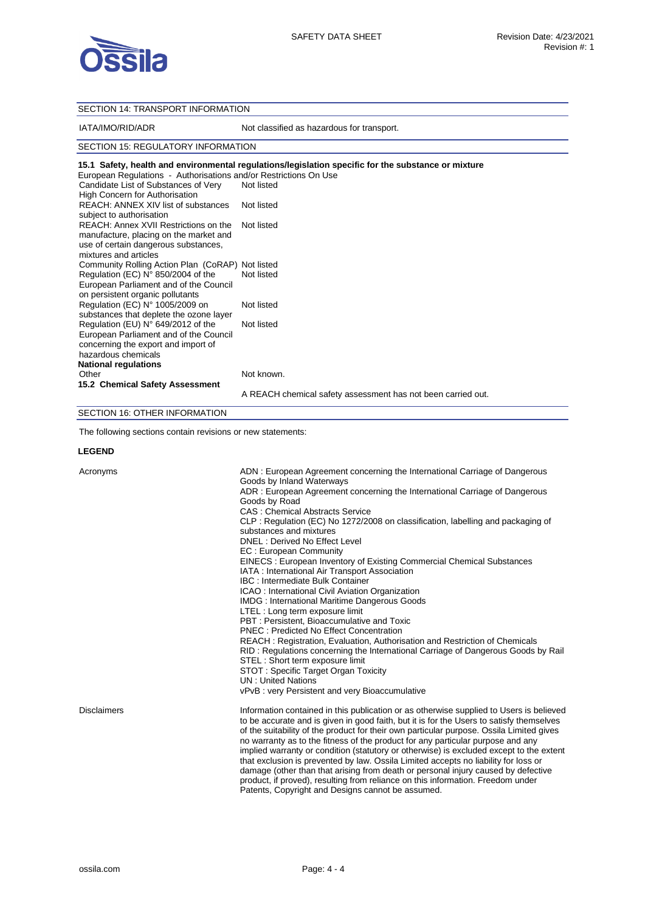## SECTION 14: TRANSPORT INFORMATION

| | |
|---|---|
| IATA/IMO/RID/ADR | Not classified as hazardous for transport. |

## SECTION 15: REGULATORY INFORMATION

**15.1 Safety, health and environmental regulations/legislation specific for the substance or mixture**

European Regulations - Authorisations and/or Restrictions On Use

| | |
|---|---|
| Candidate List of Substances of Very High Concern for Authorisation | Not listed |
| REACH: ANNEX XIV list of substances subject to authorisation | Not listed |
| REACH: Annex XVII Restrictions on the manufacture, placing on the market and use of certain dangerous substances, mixtures and articles | Not listed |
| Community Rolling Action Plan (CoRAP) | Not listed |
| Regulation (EC) N° 850/2004 of the European Parliament and of the Council on persistent organic pollutants | Not listed |
| Regulation (EC) N° 1005/2009 on substances that deplete the ozone layer | Not listed |
| Regulation (EU) N° 649/2012 of the European Parliament and of the Council concerning the export and import of hazardous chemicals | Not listed |

**National regulations**

| | |
|---|---|
| Other | Not known. |

**15.2 Chemical Safety Assessment**

A REACH chemical safety assessment has not been carried out.

## SECTION 16: OTHER INFORMATION

The following sections contain revisions or new statements:

**LEGEND**

Acronyms

ADN : European Agreement concerning the International Carriage of Dangerous Goods by Inland Waterways
ADR : European Agreement concerning the International Carriage of Dangerous Goods by Road
CAS : Chemical Abstracts Service
CLP : Regulation (EC) No 1272/2008 on classification, labelling and packaging of substances and mixtures
DNEL : Derived No Effect Level
EC : European Community
EINECS : European Inventory of Existing Commercial Chemical Substances
IATA : International Air Transport Association
IBC : Intermediate Bulk Container
ICAO : International Civil Aviation Organization
IMDG : International Maritime Dangerous Goods
LTEL : Long term exposure limit
PBT : Persistent, Bioaccumulative and Toxic
PNEC : Predicted No Effect Concentration
REACH : Registration, Evaluation, Authorisation and Restriction of Chemicals
RID : Regulations concerning the International Carriage of Dangerous Goods by Rail
STEL : Short term exposure limit
STOT : Specific Target Organ Toxicity
UN : United Nations
vPvB : very Persistent and very Bioaccumulative

Disclaimers

Information contained in this publication or as otherwise supplied to Users is believed to be accurate and is given in good faith, but it is for the Users to satisfy themselves of the suitability of the product for their own particular purpose. Ossila Limited gives no warranty as to the fitness of the product for any particular purpose and any implied warranty or condition (statutory or otherwise) is excluded except to the extent that exclusion is prevented by law. Ossila Limited accepts no liability for loss or damage (other than that arising from death or personal injury caused by defective product, if proved), resulting from reliance on this information. Freedom under Patents, Copyright and Designs cannot be assumed.